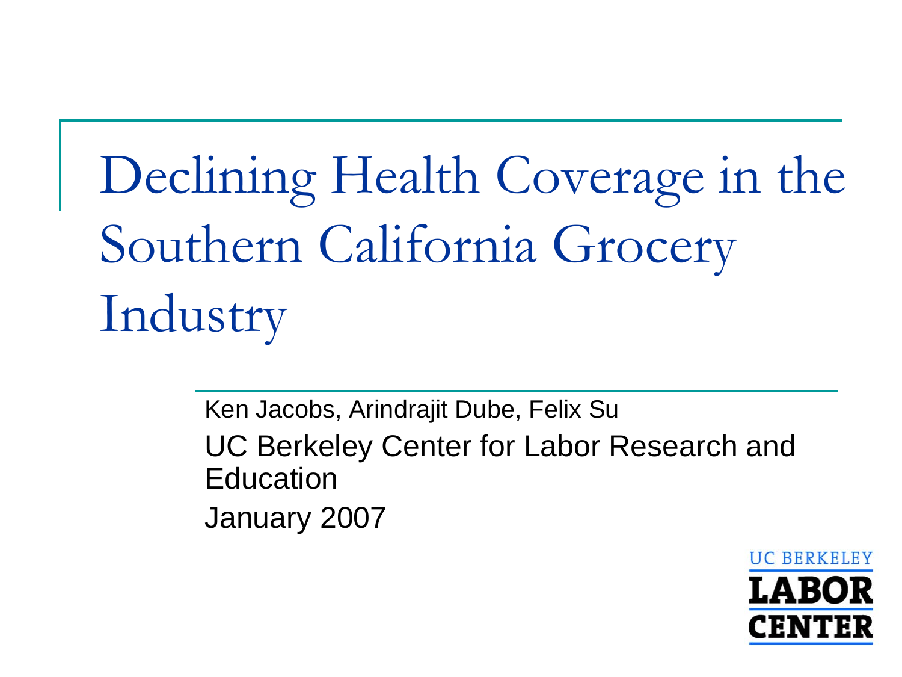# Declining Health Coverage in the Southern California Grocery Industry

Ken Jacobs, Arindrajit Dube, Felix Su

UC Berkeley Center for Labor Research and Education

January 2007

UC BERKELEY LABOR CENTER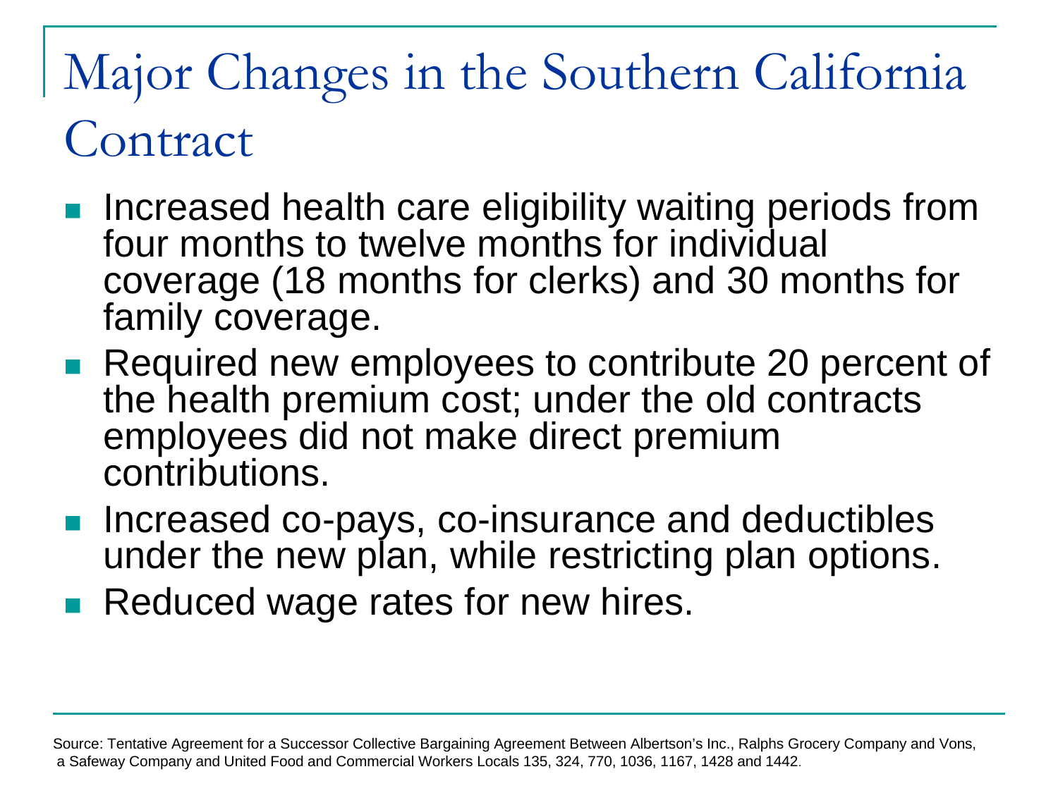# Major Changes in the Southern California Contract

- Increased health care eligibility waiting periods from four months to twelve months for individual coverage (18 months for clerks) and 30 months for family coverage.
- Required new employees to contribute 20 percent of the health premium cost; under the old contracts employees did not make direct premium contributions.
- Increased co-pays, co-insurance and deductibles under the new plan, while restricting plan options.
- Reduced wage rates for new hires.

Source: Tentative Agreement for a Successor Collective Bargaining Agreement Between Albertson's Inc., Ralphs Grocery Company and Vons, a Safeway Company and United Food and Commercial Workers Locals 135, 324, 770, 1036, 1167, 1428 and 1442.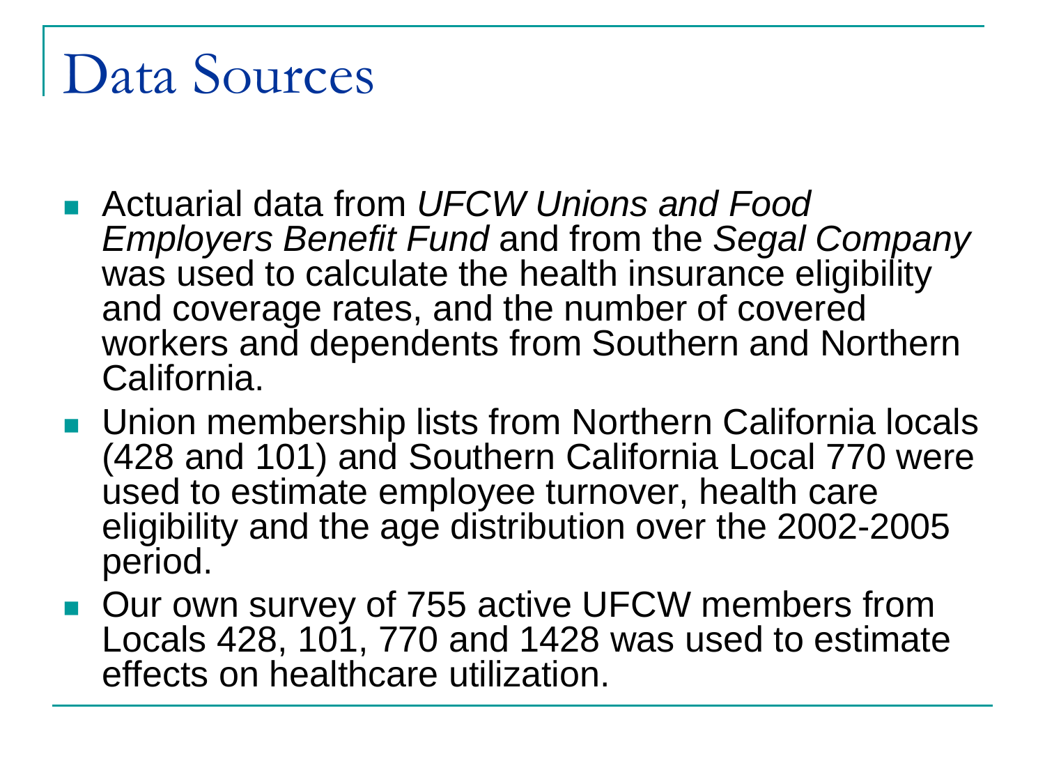# Data Sources

- Actuarial data from *UFCW Unions and Food Employers Benefit Fund* and from the *Segal Company* was used to calculate the health insurance eligibility and coverage rates, and the number of covered workers and dependents from Southern and Northern California.
- Union membership lists from Northern California locals (428 and 101) and Southern California Local 770 were used to estimate employee turnover, health care eligibility and the age distribution over the 2002-2005 period.
- Our own survey of 755 active UFCW members from Locals 428, 101, 770 and 1428 was used to estimate effects on healthcare utilization.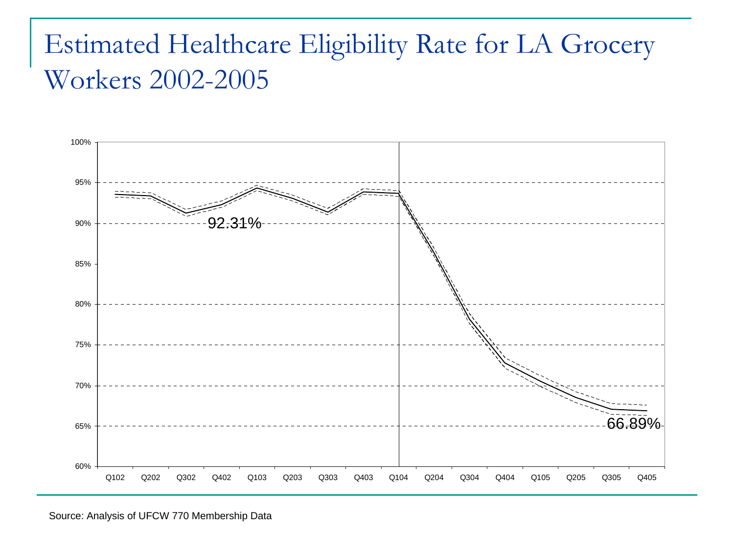# Estimated Healthcare Eligibility Rate for LA Grocery Workers 2002-2005

Source: Analysis of UFCW 770 Membership Data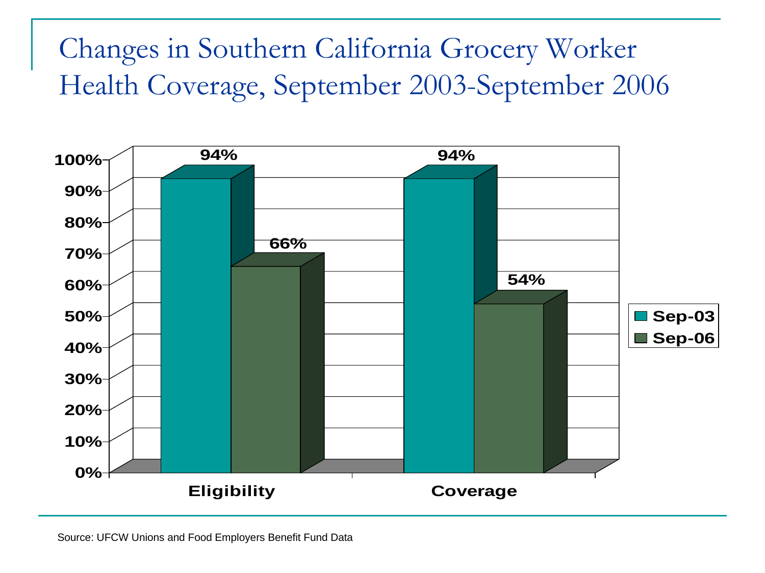# Changes in Southern California Grocery Worker Health Coverage, September 2003-September 2006

| | Sep-03 | Sep-06 |
|---|---|---|
| Eligibility | 94% | 66% |
| Coverage | 94% | 54% |

Source: UFCW Unions and Food Employers Benefit Fund Data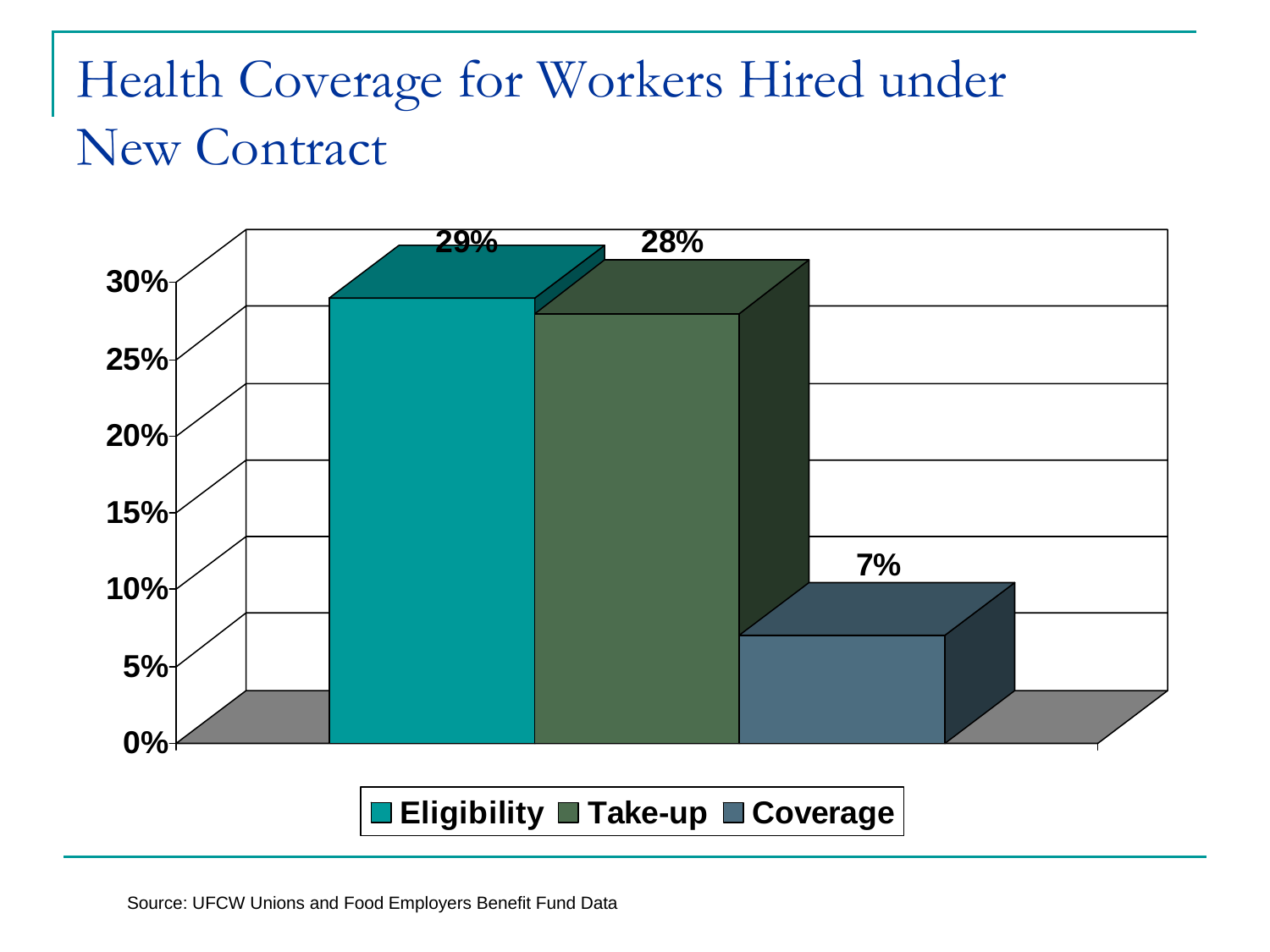# Health Coverage for Workers Hired under New Contract

| | Eligibility | Take-up | Coverage |
|---|---|---|---|
| Percent | 29% | 28% | 7% |

Source: UFCW Unions and Food Employers Benefit Fund Data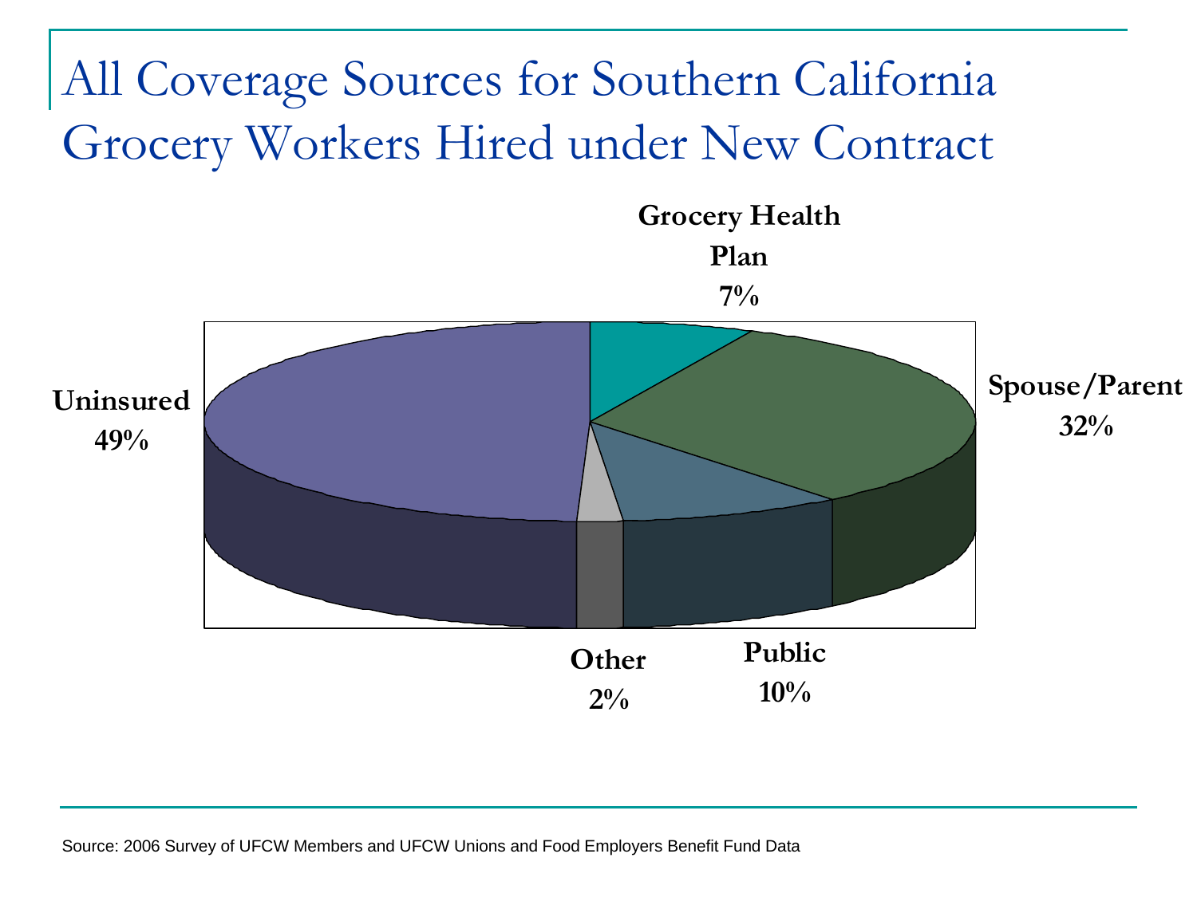# All Coverage Sources for Southern California Grocery Workers Hired under New Contract

**Grocery Health Plan**
**7%**

**Spouse/Parent**
**32%**

**Uninsured**
**49%**

**Other**
**2%**

**Public**
**10%**

Source: 2006 Survey of UFCW Members and UFCW Unions and Food Employers Benefit Fund Data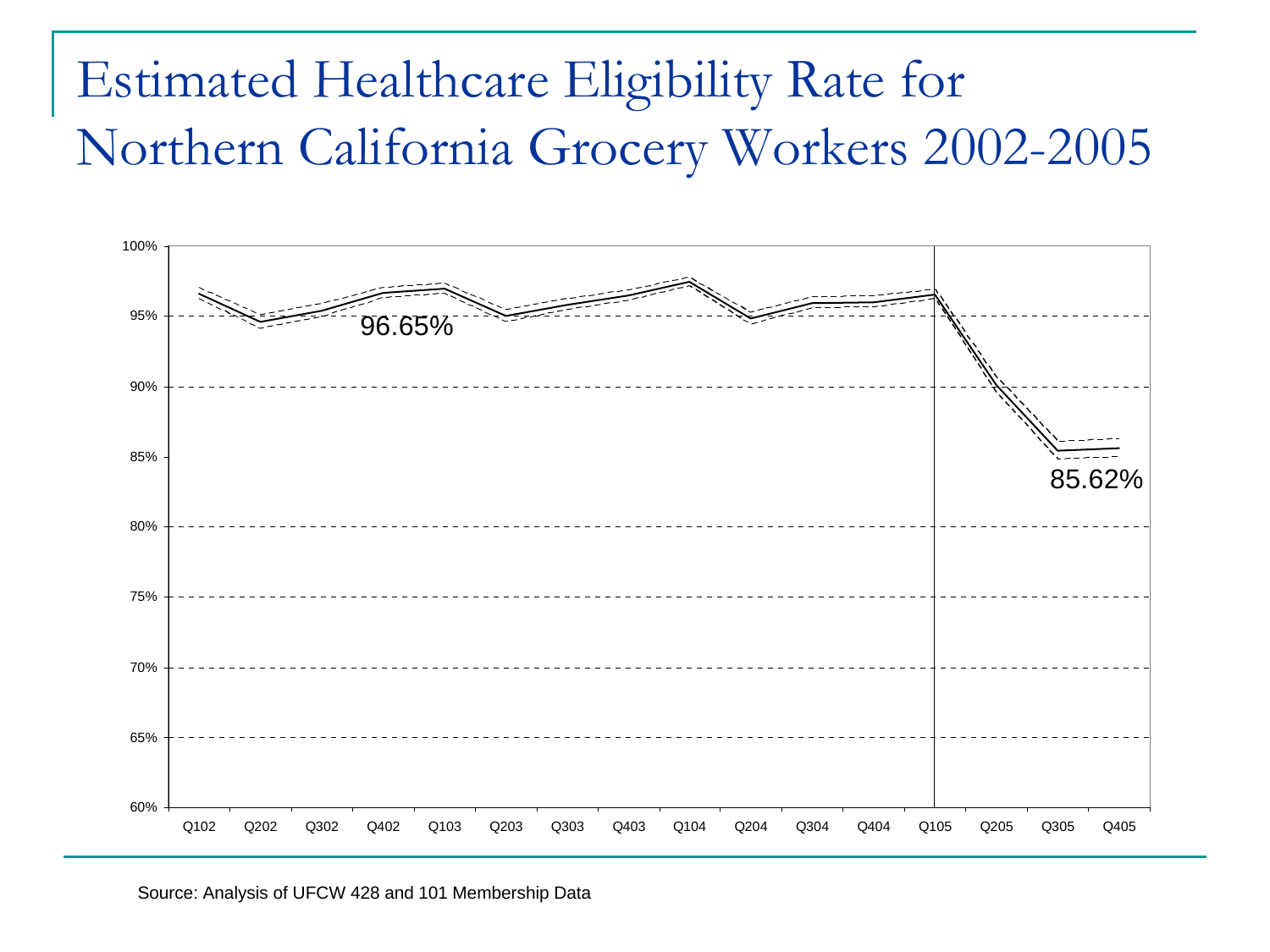# Estimated Healthcare Eligibility Rate for Northern California Grocery Workers 2002-2005

Source: Analysis of UFCW 428 and 101 Membership Data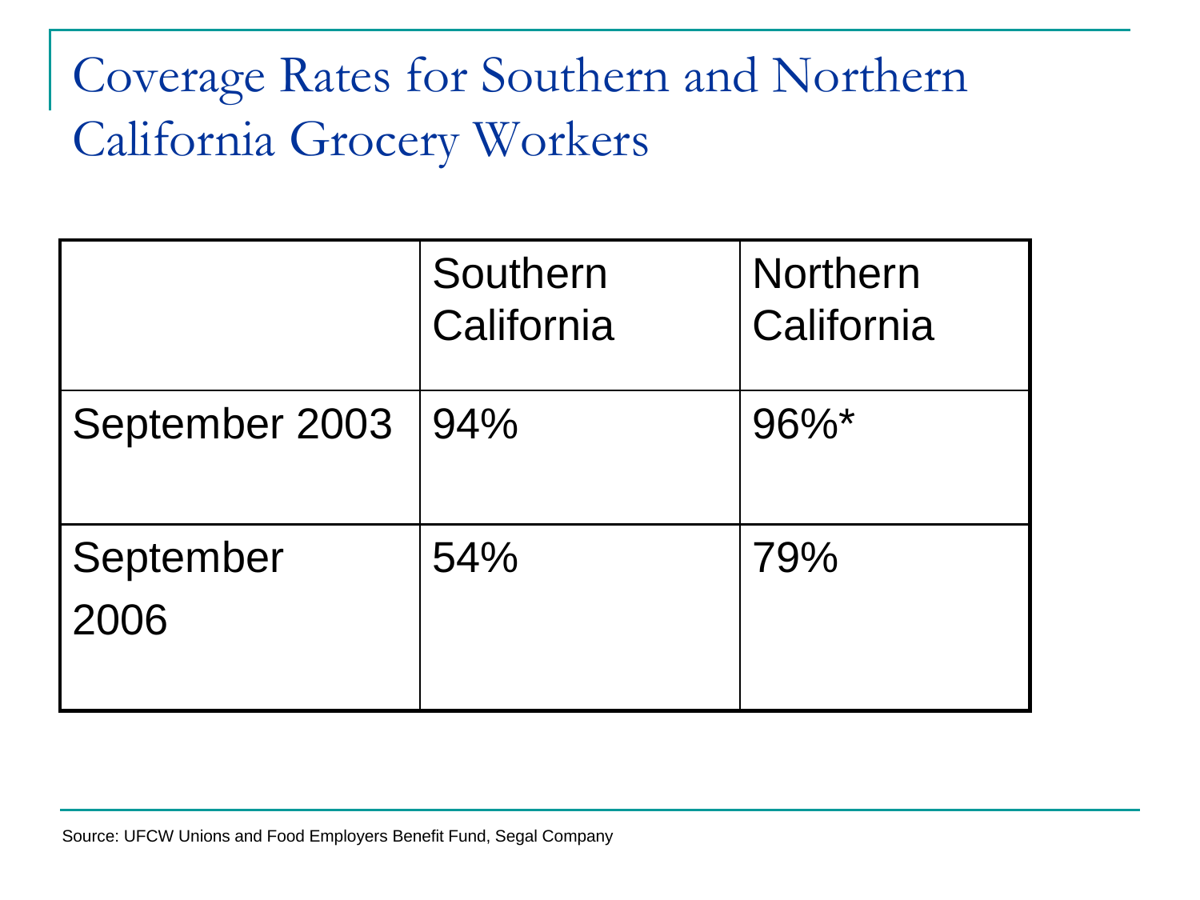# Coverage Rates for Southern and Northern California Grocery Workers

| | Southern California | Northern California |
|---|---|---|
| September 2003 | 94% | 96%* |
| September 2006 | 54% | 79% |

Source: UFCW Unions and Food Employers Benefit Fund, Segal Company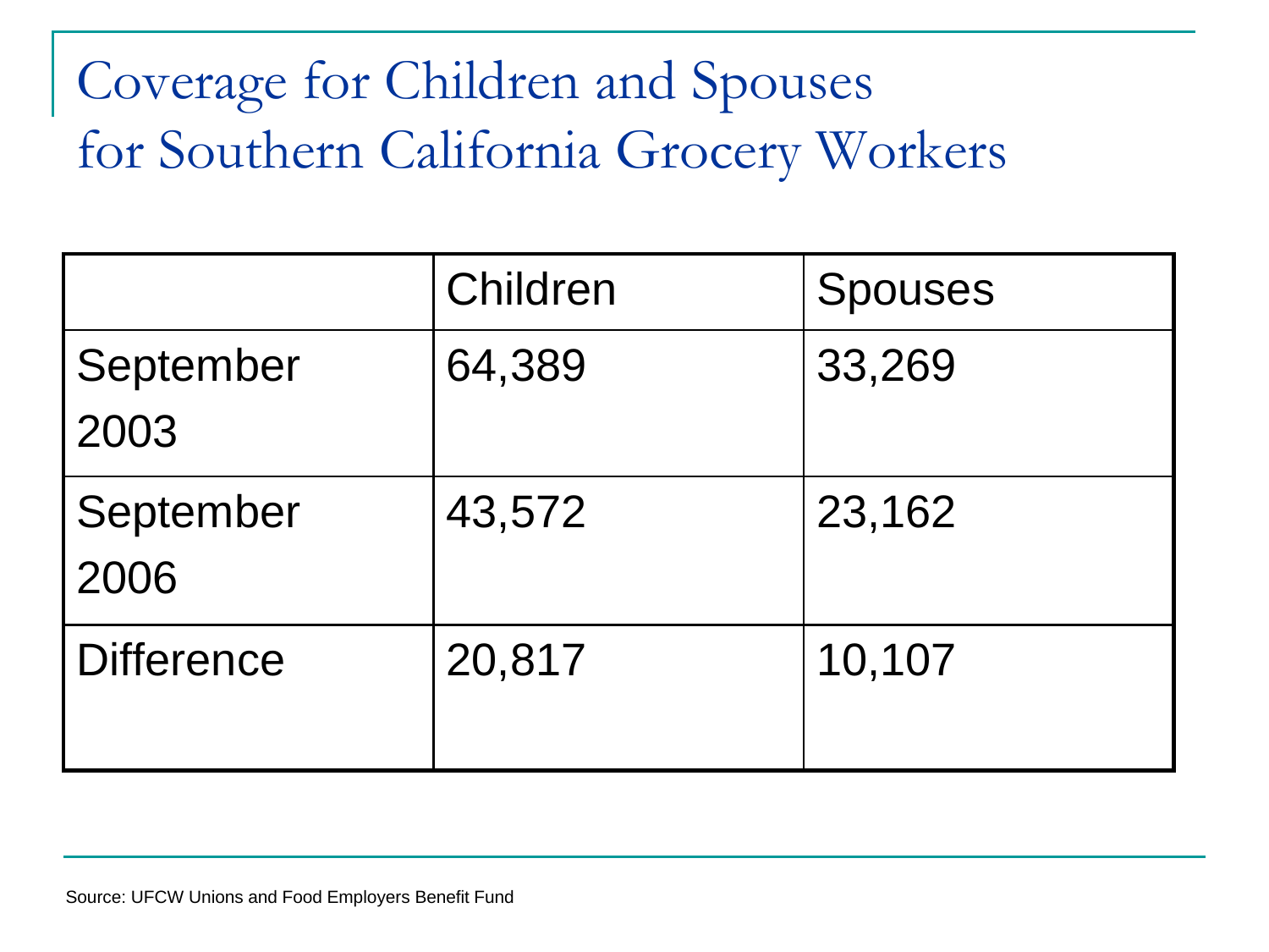# Coverage for Children and Spouses for Southern California Grocery Workers

| | Children | Spouses |
|---|---|---|
| September 2003 | 64,389 | 33,269 |
| September 2006 | 43,572 | 23,162 |
| Difference | 20,817 | 10,107 |

Source: UFCW Unions and Food Employers Benefit Fund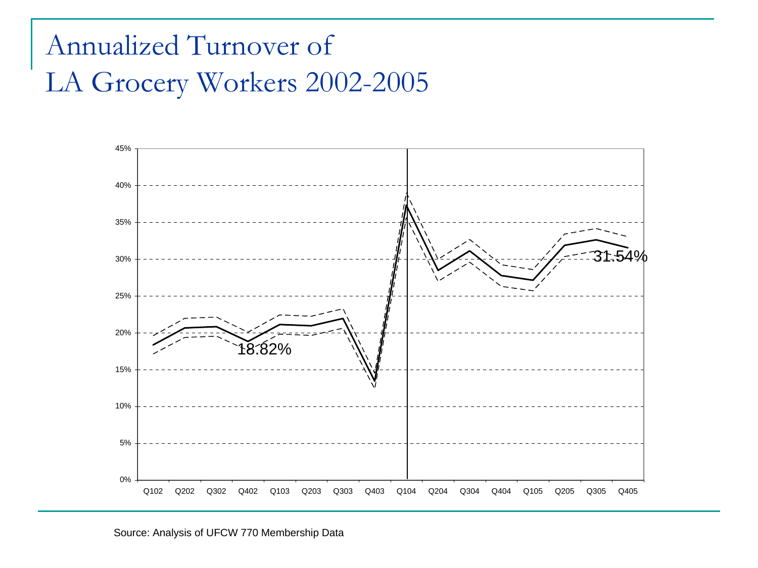# Annualized Turnover of LA Grocery Workers 2002-2005

Source: Analysis of UFCW 770 Membership Data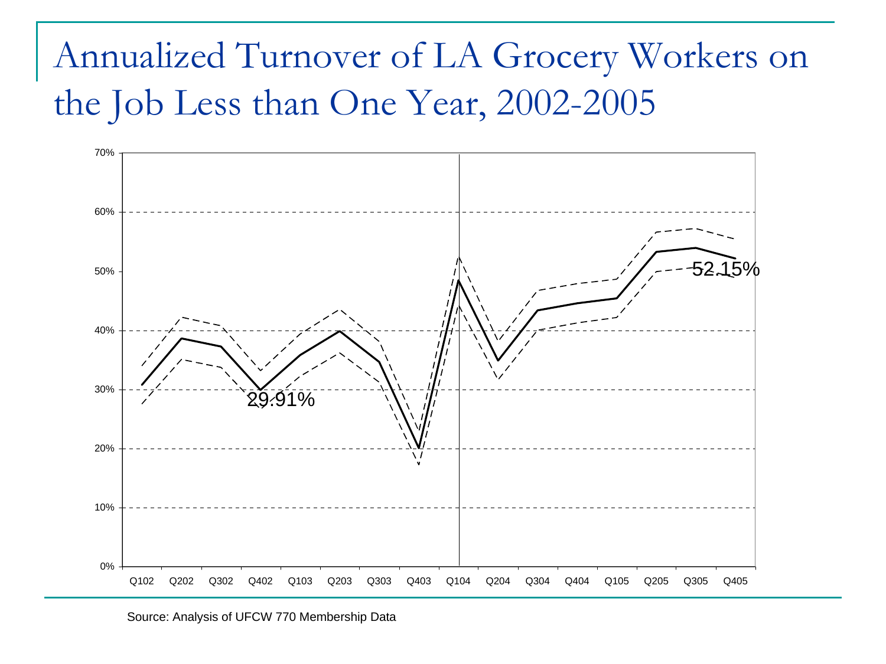# Annualized Turnover of LA Grocery Workers on the Job Less than One Year, 2002-2005

70%
60%
50%
40%
30%
20%
10%
0%

29.91%

52.15%

Q102 Q202 Q302 Q402 Q103 Q203 Q303 Q403 Q104 Q204 Q304 Q404 Q105 Q205 Q305 Q405

Source: Analysis of UFCW 770 Membership Data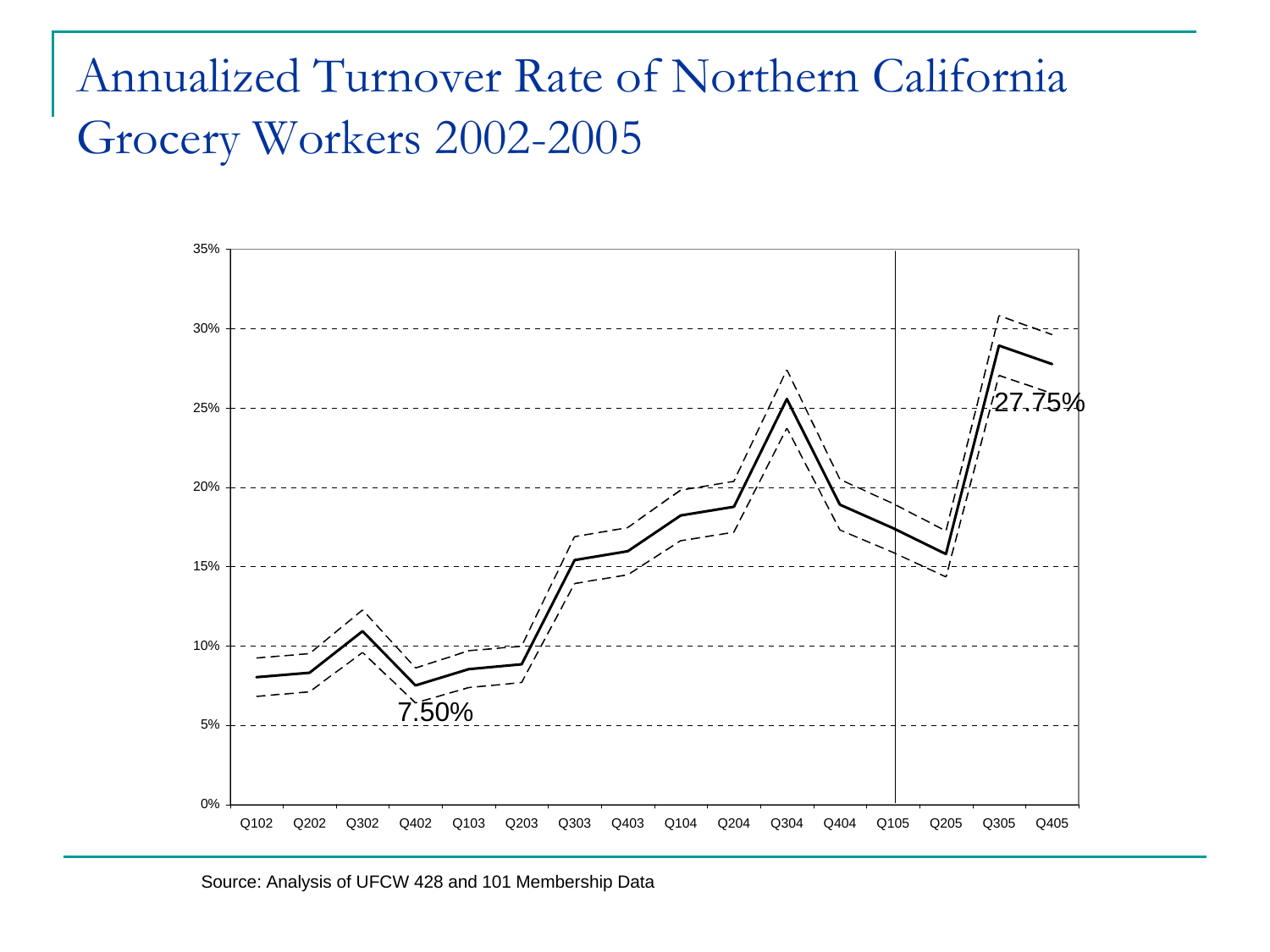# Annualized Turnover Rate of Northern California Grocery Workers 2002-2005

Source: Analysis of UFCW 428 and 101 Membership Data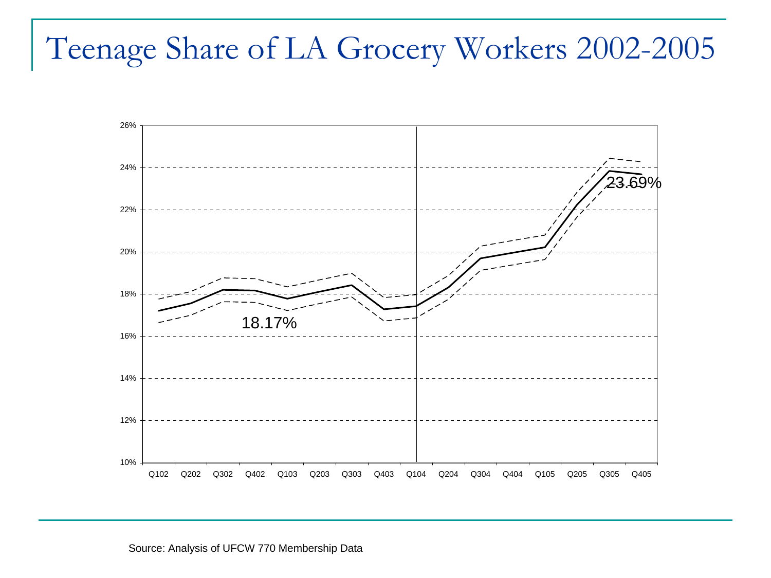# Teenage Share of LA Grocery Workers 2002-2005

Source: Analysis of UFCW 770 Membership Data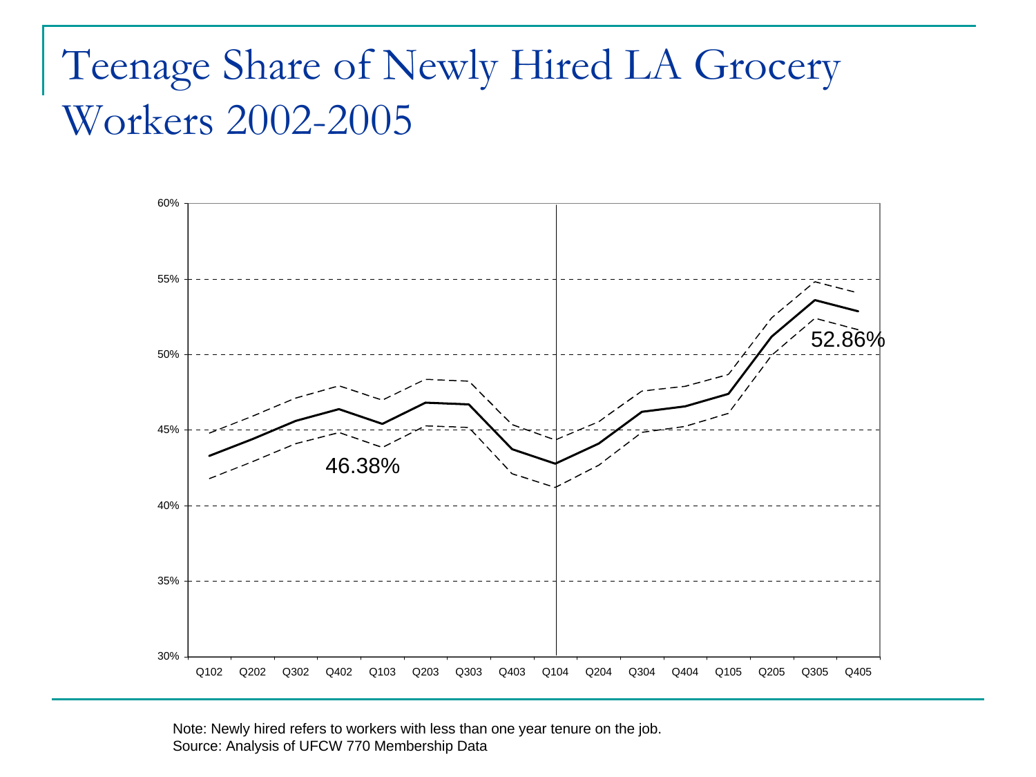# Teenage Share of Newly Hired LA Grocery Workers 2002-2005

60%
55%
50%
45%
40%
35%
30%

46.38%

52.86%

Q102 Q202 Q302 Q402 Q103 Q203 Q303 Q403 Q104 Q204 Q304 Q404 Q105 Q205 Q305 Q405

Note: Newly hired refers to workers with less than one year tenure on the job.
Source: Analysis of UFCW 770 Membership Data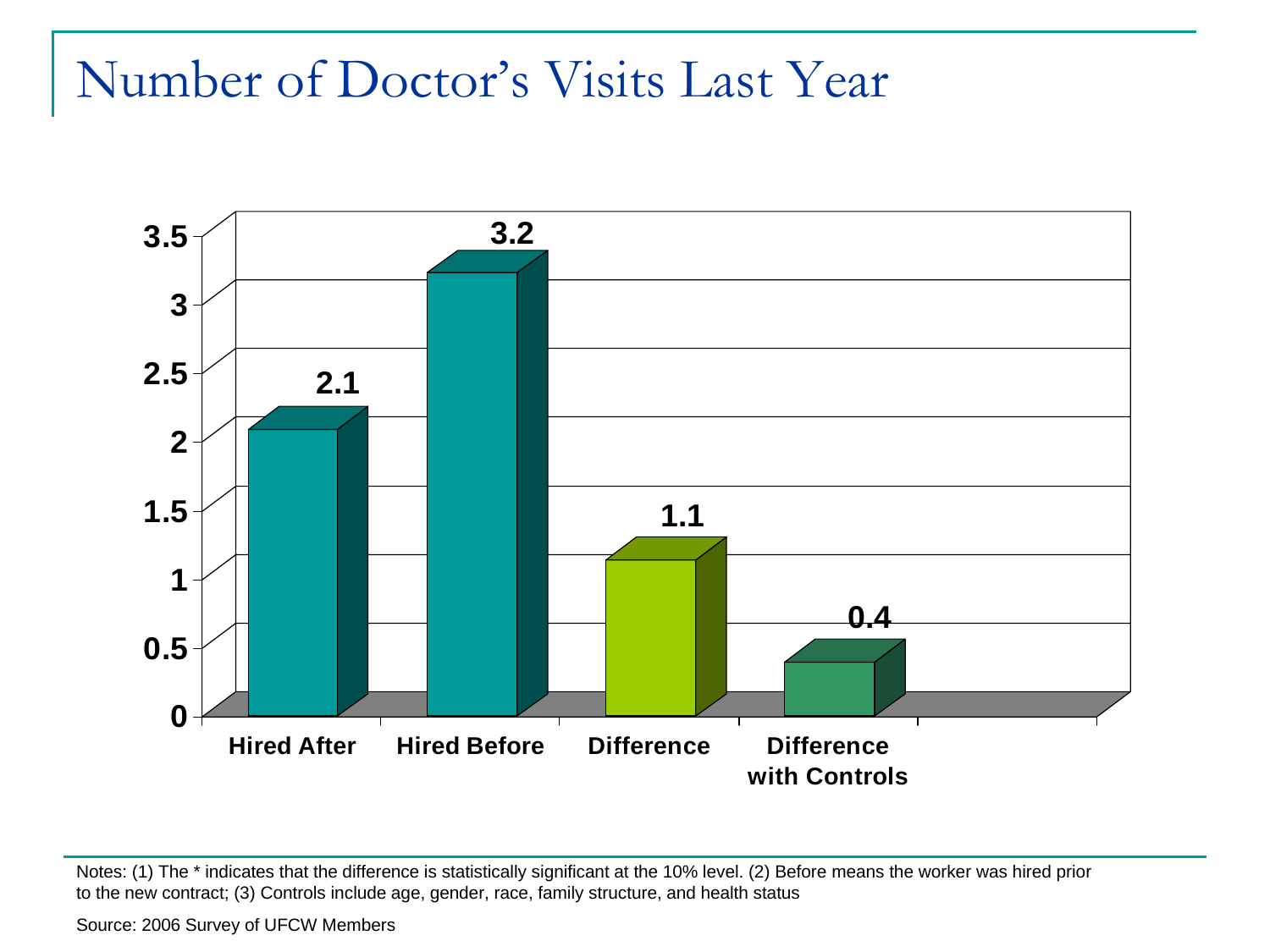# Number of Doctor's Visits Last Year

| | Value |
|---|---|
| Hired After | 2.1 |
| Hired Before | 3.2 |
| Difference | 1.1 |
| Difference with Controls | 0.4 |

Notes: (1) The * indicates that the difference is statistically significant at the 10% level. (2) Before means the worker was hired prior to the new contract; (3) Controls include age, gender, race, family structure, and health status

Source: 2006 Survey of UFCW Members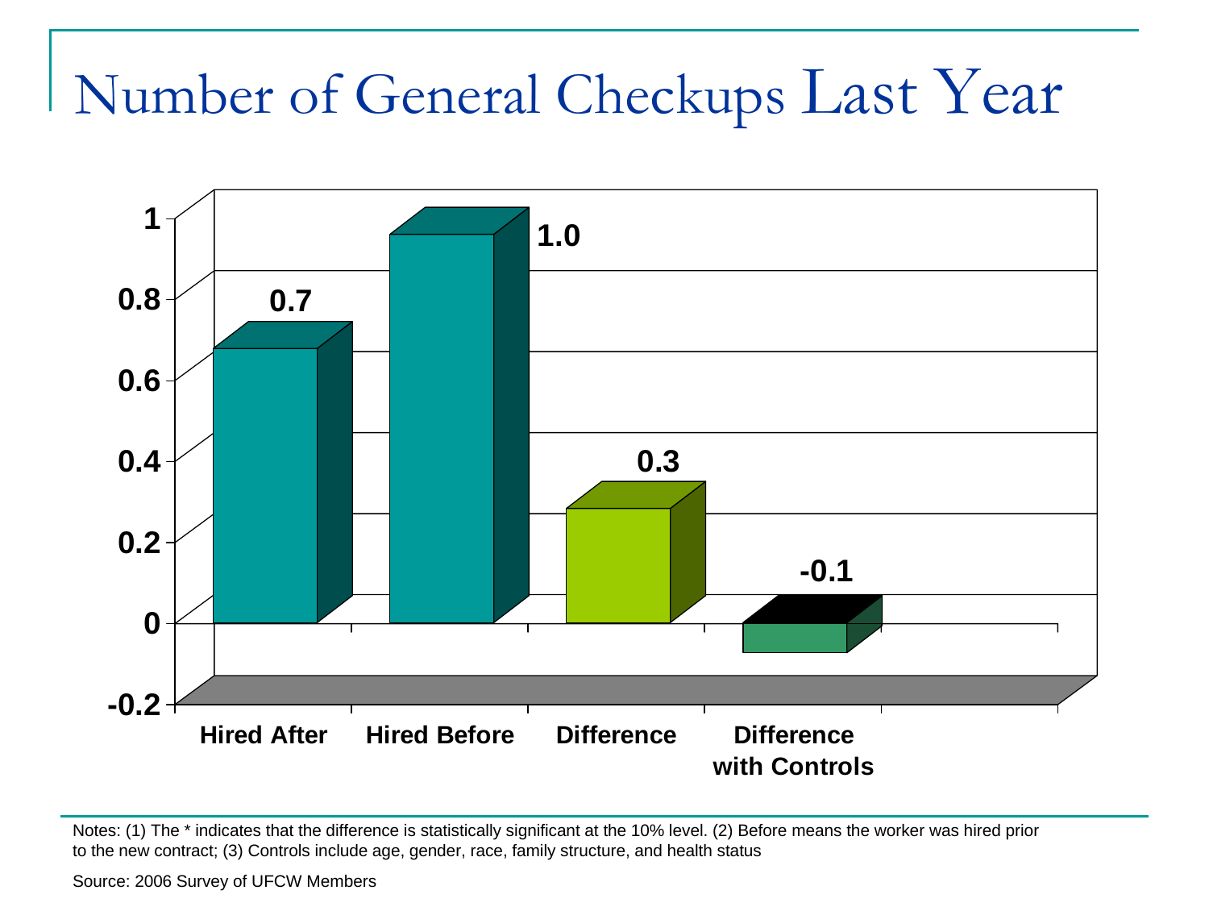# Number of General Checkups Last Year

| | Hired After | Hired Before | Difference | Difference with Controls |
|---|---|---|---|---|
| Value | 0.7 | 1.0 | 0.3 | -0.1 |

Notes: (1) The * indicates that the difference is statistically significant at the 10% level. (2) Before means the worker was hired prior to the new contract; (3) Controls include age, gender, race, family structure, and health status

Source: 2006 Survey of UFCW Members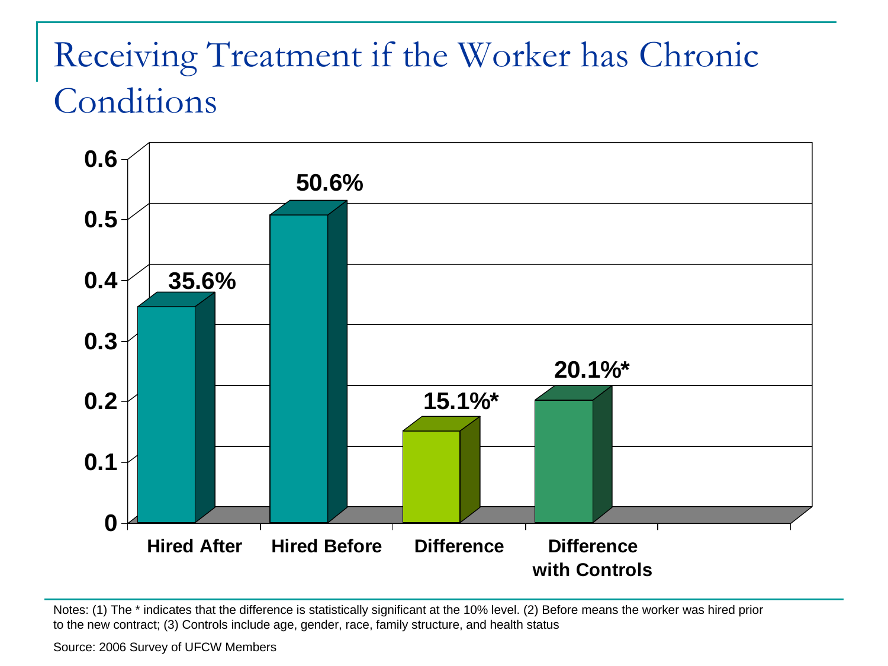# Receiving Treatment if the Worker has Chronic Conditions

| | Value |
|---|---|
| Hired After | 35.6% |
| Hired Before | 50.6% |
| Difference | 15.1%* |
| Difference with Controls | 20.1%* |

Notes: (1) The * indicates that the difference is statistically significant at the 10% level. (2) Before means the worker was hired prior to the new contract; (3) Controls include age, gender, race, family structure, and health status

Source: 2006 Survey of UFCW Members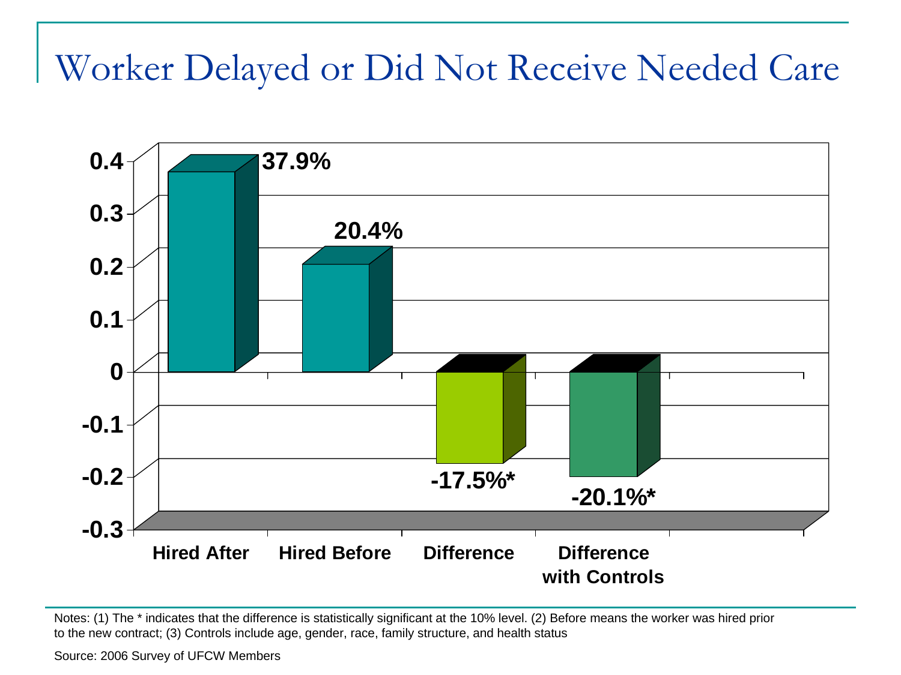# Worker Delayed or Did Not Receive Needed Care

0.4
0.3
0.2
0.1
0
-0.1
-0.2
-0.3

37.9%
20.4%
-17.5%*
-20.1%*

Hired After
Hired Before
Difference
Difference with Controls

Notes: (1) The * indicates that the difference is statistically significant at the 10% level. (2) Before means the worker was hired prior to the new contract; (3) Controls include age, gender, race, family structure, and health status

Source: 2006 Survey of UFCW Members